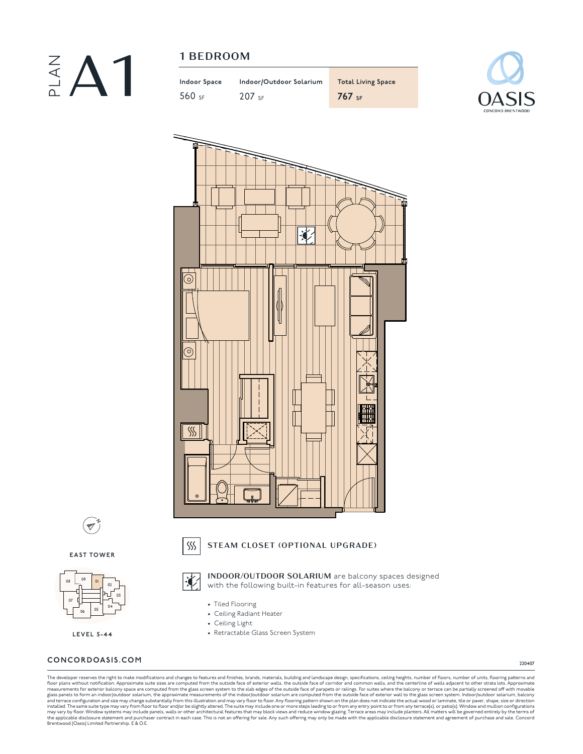# PLAN A1

## 1 BEDROOM

| Indoor Space | Indoor/Outdoor Solarium | Total Living Space |
| --- | --- | --- |
| 560 SF | 207 SF | **767 SF** |

OASIS
CONCORD BRENTWOOD

EAST TOWER

08 09 01 02 03 04 05 06 07

LEVEL 5-44

**STEAM CLOSET (OPTIONAL UPGRADE)**

**INDOOR/OUTDOOR SOLARIUM** are balcony spaces designed with the following built-in features for all-season uses:

- Tiled Flooring
- Ceiling Radiant Heater
- Ceiling Light
- Retractable Glass Screen System

**CONCORDOASIS.COM**

220407

The developer reserves the right to make modifications and changes to features and finishes, brands, materials, building and landscape design, specifications, ceiling heights, number of floors, number of units, flooring patterns and floor plans without notification. Approximate suite sizes are computed from the outside face of exterior walls, the outside face of corridor and common walls, and the centerline of walls adjacent to other strata lots. Approximate measurements for exterior balcony space are computed from the glass screen system to the slab edges of the outside face of parapets or railings. For suites where the balcony or terrace can be partially screened off with movable glass panels to form an indoor/outdoor solarium, the approximate measurements of the indoor/outdoor solarium are computed from the outside face of exterior wall to the glass screen system. Indoor/outdoor solarium, balcony and terrace configuration and size may change substantially from this illustration and may vary floor to floor. Any flooring pattern shown on the plan does not indicate the actual wood or laminate, tile or paver, shape, size or direction installed. The same suite type may vary from floor to floor and/or be slightly altered. The suite may include one or more steps leading to or from any entry point to or from any terrace(s), or patio(s). Window and mullion configurations may vary by floor. Window systems may include panels, walls or other architectural features that may block views and reduce window glazing. Terrace areas may include planters. All matters will be governed entirely by the terms of the applicable disclosure statement and purchaser contract in each case. This is not an offering for sale. Any such offering may only be made with the applicable disclosure statement and agreement of purchase and sale. Concord Brentwood (Oasis) Limited Partnership. E & O.E.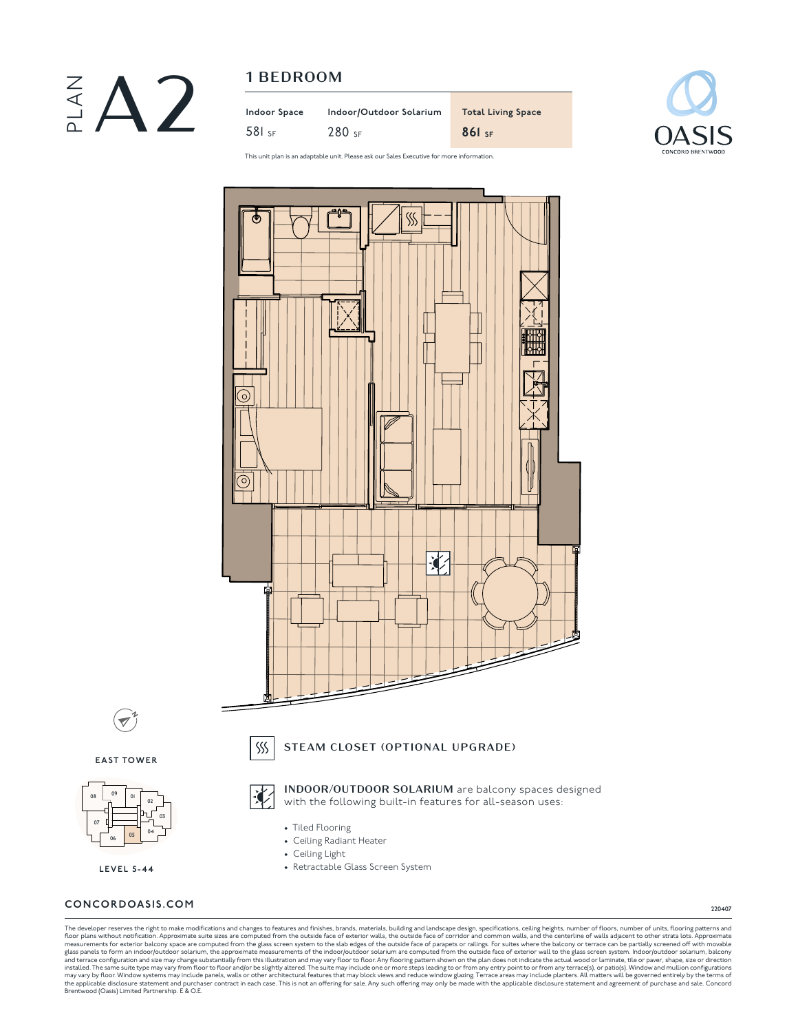# PLAN A2

## 1 BEDROOM

| Indoor Space | Indoor/Outdoor Solarium | Total Living Space |
|---|---|---|
| 581 SF | 280 SF | **861 SF** |

This unit plan is an adaptable unit. Please ask our Sales Executive for more information.

OASIS
CONCORD BRENTWOOD

EAST TOWER

08 09 01 02 03 04 05 06 07

LEVEL 5-44

**STEAM CLOSET (OPTIONAL UPGRADE)**

**INDOOR/OUTDOOR SOLARIUM** are balcony spaces designed with the following built-in features for all-season uses:

- Tiled Flooring
- Ceiling Radiant Heater
- Ceiling Light
- Retractable Glass Screen System

**CONCORDOASIS.COM**

220407

The developer reserves the right to make modifications and changes to features and finishes, brands, materials, building and landscape design, specifications, ceiling heights, number of floors, number of units, flooring patterns and floor plans without notification. Approximate suite sizes are computed from the outside face of exterior walls, the outside face of corridor and common walls, and the centerline of walls adjacent to other strata lots. Approximate measurements for exterior balcony space are computed from the glass screen system to the slab edges of the outside face of parapets or railings. For suites where the balcony or terrace can be partially screened off with movable glass panels to form an indoor/outdoor solarium, the approximate measurements of the indoor/outdoor solarium are computed from the outside face of exterior wall to the glass screen system. Indoor/outdoor solarium, balcony and terrace configuration and size may change substantially from this illustration and may vary floor to floor. Any flooring pattern shown on the plan does not indicate the actual wood or laminate, tile or paver, shape, size or direction installed. The same suite type may vary from floor to floor and/or be slightly altered. The suite may include one or more steps leading to or from any entry point to or from any terrace(s), or patio(s). Window and mullion configurations may vary by floor. Window systems may include panels, walls or other architectural features that may block views and reduce window glazing. Terrace areas may include planters. All matters will be governed entirely by the terms of the applicable disclosure statement and purchaser contract in each case. This is not an offering for sale. Any such offering may only be made with the applicable disclosure statement and agreement of purchase and sale. Concord Brentwood (Oasis) Limited Partnership. E & O.E.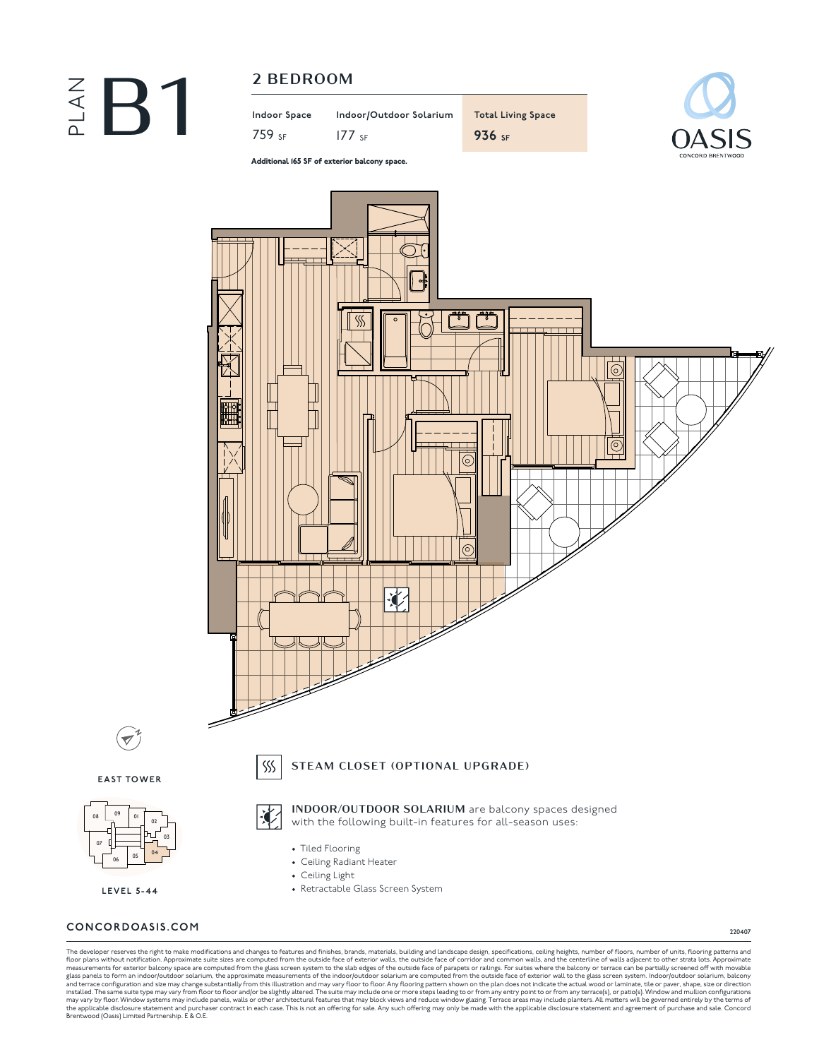# PLAN B1

## 2 BEDROOM

| Indoor Space | Indoor/Outdoor Solarium | Total Living Space |
|---|---|---|
| 759 SF | 177 SF | **936 SF** |

**Additional 165 SF of exterior balcony space.**

OASIS
CONCORD BRENTWOOD

EAST TOWER

LEVEL 5-44

### STEAM CLOSET (OPTIONAL UPGRADE)

**INDOOR/OUTDOOR SOLARIUM** are balcony spaces designed with the following built-in features for all-season uses:

- Tiled Flooring
- Ceiling Radiant Heater
- Ceiling Light
- Retractable Glass Screen System

CONCORDOASIS.COM

220407

The developer reserves the right to make modifications and changes to features and finishes, brands, materials, building and landscape design, specifications, ceiling heights, number of floors, number of units, flooring patterns and floor plans without notification. Approximate suite sizes are computed from the outside face of exterior walls, the outside face of corridor and common walls, and the centerline of walls adjacent to other strata lots. Approximate measurements for exterior balcony space are computed from the glass screen system to the slab edges of the outside face of parapets or railings. For suites where the balcony or terrace can be partially screened off with movable glass panels to form an indoor/outdoor solarium, the approximate measurements of the indoor/outdoor solarium are computed from the outside face of exterior wall to the glass screen system. Indoor/outdoor solarium, balcony and terrace configuration and size may change substantially from this illustration and may vary floor to floor. Any flooring pattern shown on the plan does not indicate the actual wood or laminate, tile or paver, shape, size or direction installed. The same suite type may vary from floor to floor and/or be slightly altered. The suite may include one or more steps leading to or from any entry point to or from any terrace(s), or patio(s). Window and mullion configurations may vary by floor. Window systems may include panels, walls or other architectural features that may block views and reduce window glazing. Terrace areas may include planters. All matters will be governed entirely by the terms of the applicable disclosure statement and purchaser contract in each case. This is not an offering for sale. Any such offering may only be made with the applicable disclosure statement and agreement of purchase and sale. Concord Brentwood (Oasis) Limited Partnership. E & O.E.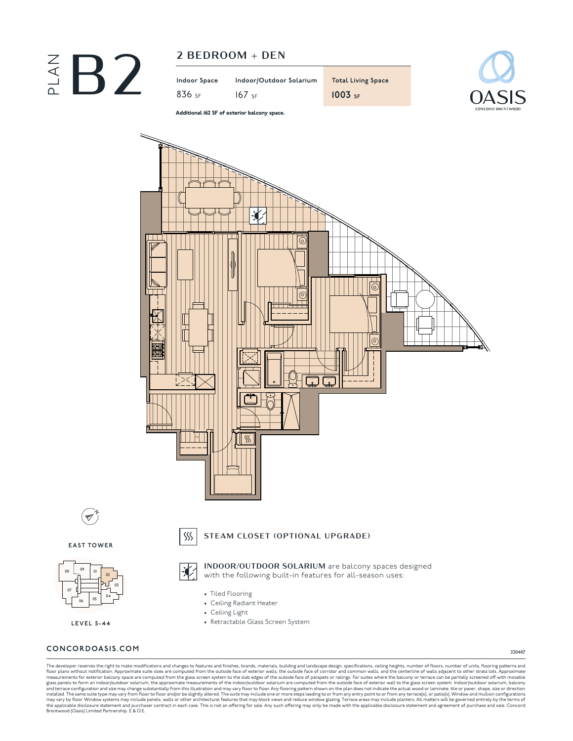# PLAN B2

## 2 BEDROOM + DEN

| Indoor Space | Indoor/Outdoor Solarium | Total Living Space |
| --- | --- | --- |
| 836 SF | 167 SF | 1003 SF |

**Additional 162 SF of exterior balcony space.**

OASIS
CONCORD BRENTWOOD

EAST TOWER

LEVEL 5-44

**STEAM CLOSET (OPTIONAL UPGRADE)**

**INDOOR/OUTDOOR SOLARIUM** are balcony spaces designed with the following built-in features for all-season uses:

- Tiled Flooring
- Ceiling Radiant Heater
- Ceiling Light
- Retractable Glass Screen System

**CONCORDOASIS.COM**

220407

The developer reserves the right to make modifications and changes to features and finishes, brands, materials, building and landscape design, specifications, ceiling heights, number of floors, number of units, flooring patterns and floor plans without notification. Approximate suite sizes are computed from the outside face of exterior walls, the outside face of corridor and common walls, and the centerline of walls adjacent to other strata lots. Approximate measurements for exterior balcony space are computed from the glass screen system to the slab edges of the outside face of parapets or railings. For suites where the balcony or terrace can be partially screened off with movable glass panels to form an indoor/outdoor solarium, the approximate measurements of the indoor/outdoor solarium are computed from the outside face of exterior wall to the glass screen system. Indoor/outdoor solarium, balcony and terrace configuration and size may change substantially from this illustration and may vary floor to floor. Any flooring pattern shown on the plan does not indicate the actual wood or laminate, tile or paver, shape, size or direction installed. The same suite type may vary from floor to floor and/or be slightly altered. The suite may include one or more steps leading to or from any entry point to or from any terrace(s), or patio(s). Window and mullion configurations may vary by floor. Window systems may include panels, walls or other architectural features that may block views and reduce window glazing. Terrace areas may include planters. All matters will be governed entirely by the terms of the applicable disclosure statement and purchaser contract in each case. This is not an offering for sale. Any such offering may only be made with the applicable disclosure statement and agreement of purchase and sale. Concord Brentwood (Oasis) Limited Partnership. E & O.E.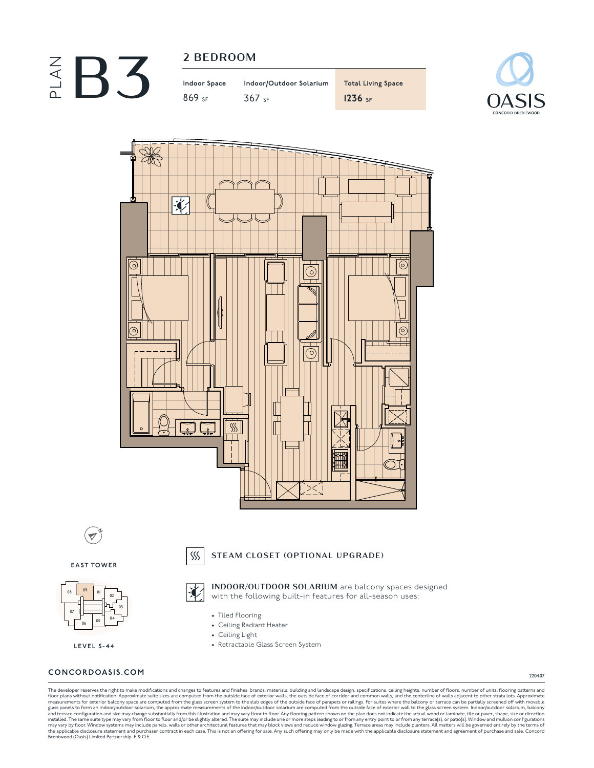# PLAN B3

## 2 BEDROOM

| Indoor Space | Indoor/Outdoor Solarium | Total Living Space |
|---|---|---|
| 869 SF | 367 SF | 1236 SF |

OASIS
CONCORD BRENTWOOD

EAST TOWER

08 09 01 02 03 07 04 06 05

LEVEL 5-44

STEAM CLOSET (OPTIONAL UPGRADE)

**INDOOR/OUTDOOR SOLARIUM** are balcony spaces designed with the following built-in features for all-season uses:

- Tiled Flooring
- Ceiling Radiant Heater
- Ceiling Light
- Retractable Glass Screen System

**CONCORDOASIS.COM**

220407

The developer reserves the right to make modifications and changes to features and finishes, brands, materials, building and landscape design, specifications, ceiling heights, number of floors, number of units, flooring patterns and floor plans without notification. Approximate suite sizes are computed from the outside face of exterior walls, the outside face of corridor and common walls, and the centerline of walls adjacent to other strata lots. Approximate measurements for exterior balcony space are computed from the glass screen system to the slab edges of the outside face of parapets or railings. For suites where the balcony or terrace can be partially screened off with movable glass panels to form an indoor/outdoor solarium, the approximate measurements of the indoor/outdoor solarium are computed from the outside face of exterior wall to the glass screen system. Indoor/outdoor solarium, balcony and terrace configuration and size may change substantially from this illustration and may vary floor to floor. Any flooring pattern shown on the plan does not indicate the actual wood or laminate, tile or paver, shape, size or direction installed. The same suite type may vary from floor to floor and/or be slightly altered. The suite may include one or more steps leading to or from any entry point to or from any terrace(s), or patio(s). Window and mullion configurations may vary by floor. Window systems may include panels, walls or other architectural features that may block views and reduce window glazing. Terrace areas may include planters. All matters will be governed entirely by the terms of the applicable disclosure statement and purchaser contract in each case. This is not an offering for sale. Any such offering may only be made with the applicable disclosure statement and agreement of purchase and sale. Concord Brentwood (Oasis) Limited Partnership. E & O.E.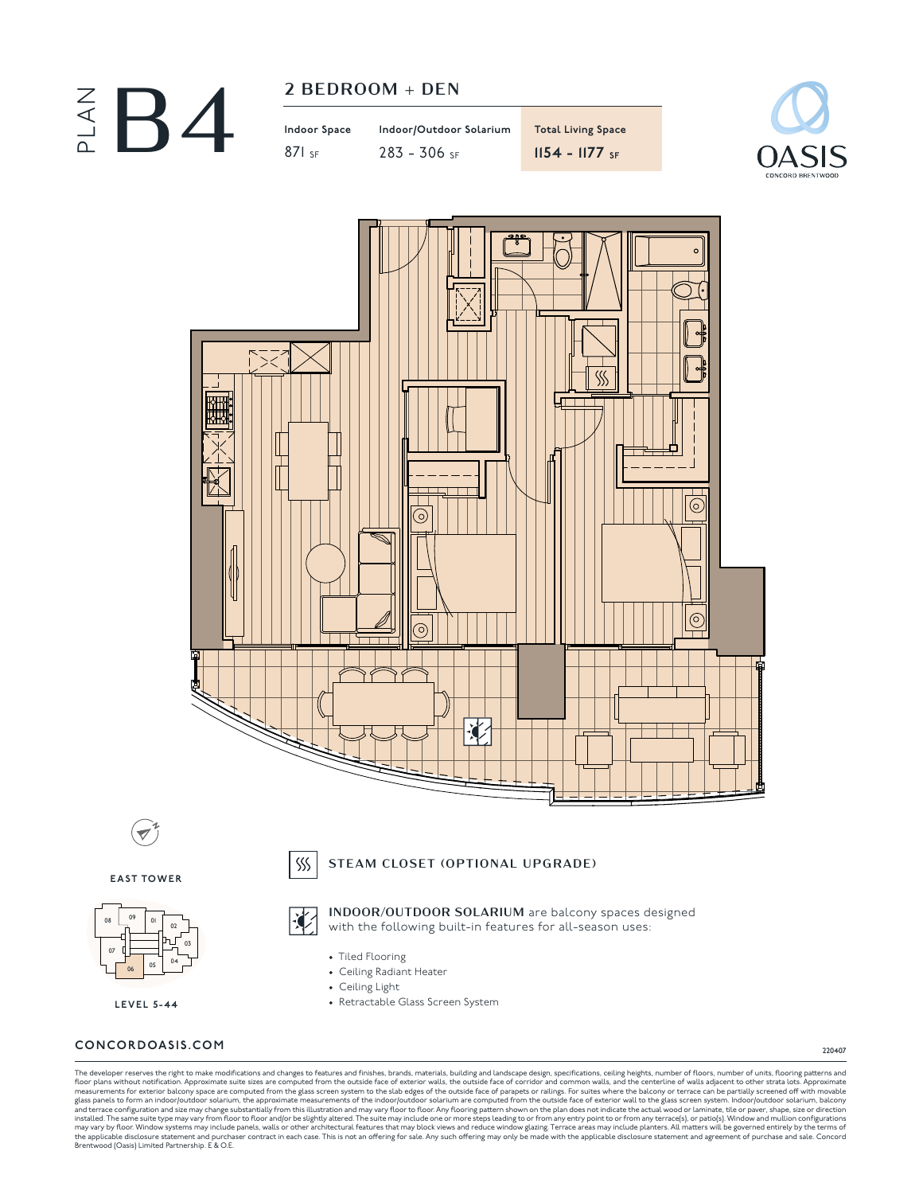# PLAN B4

## 2 BEDROOM + DEN

| Indoor Space | Indoor/Outdoor Solarium | Total Living Space |
| --- | --- | --- |
| 871 SF | 283 - 306 SF | 1154 - 1177 SF |

OASIS
CONCORD BRENTWOOD

EAST TOWER

LEVEL 5-44

STEAM CLOSET (OPTIONAL UPGRADE)

**INDOOR/OUTDOOR SOLARIUM** are balcony spaces designed with the following built-in features for all-season uses:

- Tiled Flooring
- Ceiling Radiant Heater
- Ceiling Light
- Retractable Glass Screen System

CONCORDOASIS.COM

220407

The developer reserves the right to make modifications and changes to features and finishes, brands, materials, building and landscape design, specifications, ceiling heights, number of floors, number of units, flooring patterns and floor plans without notification. Approximate suite sizes are computed from the outside face of exterior walls, the outside face of corridor and common walls, and the centerline of walls adjacent to other strata lots. Approximate measurements for exterior balcony space are computed from the glass screen system to the slab edges of the outside face of parapets or railings. For suites where the balcony or terrace can be partially screened off with movable glass panels to form an indoor/outdoor solarium, the approximate measurements of the indoor/outdoor solarium are computed from the outside face of exterior wall to the glass screen system. Indoor/outdoor solarium, balcony and terrace configuration and size may change substantially from this illustration and may vary floor to floor. Any flooring pattern shown on the plan does not indicate the actual wood or laminate, tile or paver, shape, size or direction installed. The same suite type may vary from floor to floor and/or be slightly altered. The suite may include one or more steps leading to or from any entry point to or from any terrace(s), or patio(s). Window and mullion configurations may vary by floor. Window systems may include panels, walls or other architectural features that may block views and reduce window glazing. Terrace areas may include planters. All matters will be governed entirely by the terms of the applicable disclosure statement and purchaser contract in each case. This is not an offering for sale. Any such offering may only be made with the applicable disclosure statement and agreement of purchase and sale. Concord Brentwood (Oasis) Limited Partnership. E & O.E.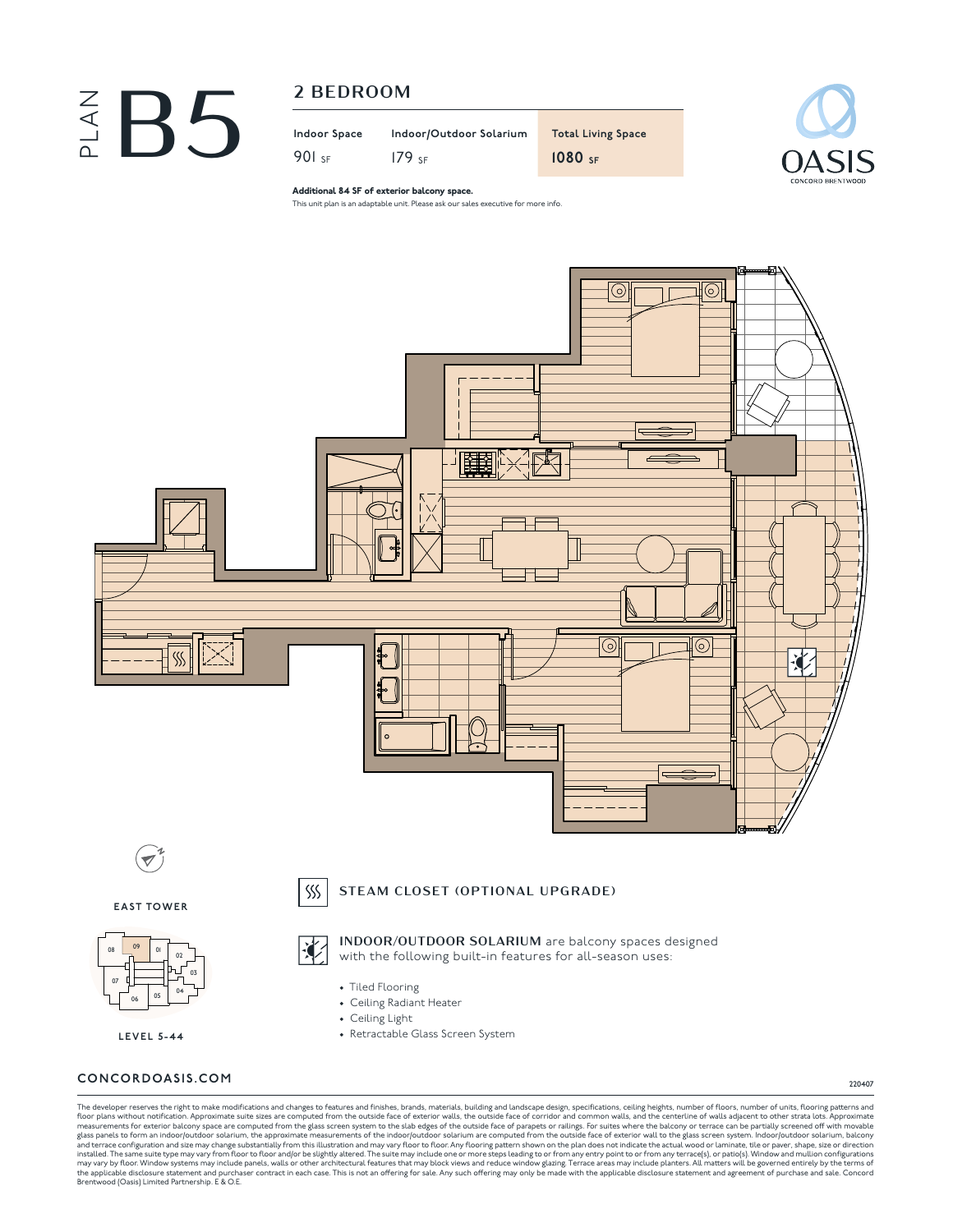# PLAN B5

## 2 BEDROOM

| Indoor Space | Indoor/Outdoor Solarium | Total Living Space |
|---|---|---|
| 901 SF | 179 SF | 1080 SF |

**Additional 84 SF of exterior balcony space.**

This unit plan is an adaptable unit. Please ask our sales executive for more info.

OASIS
CONCORD BRENTWOOD

EAST TOWER

LEVEL 5-44

**STEAM CLOSET (OPTIONAL UPGRADE)**

**INDOOR/OUTDOOR SOLARIUM** are balcony spaces designed with the following built-in features for all-season uses:

- Tiled Flooring
- Ceiling Radiant Heater
- Ceiling Light
- Retractable Glass Screen System

**CONCORDOASIS.COM**

220407

The developer reserves the right to make modifications and changes to features and finishes, brands, materials, building and landscape design, specifications, ceiling heights, number of floors, number of units, flooring patterns and floor plans without notification. Approximate suite sizes are computed from the outside face of exterior walls, the outside face of corridor and common walls, and the centerline of walls adjacent to other strata lots. Approximate measurements for exterior balcony space are computed from the glass screen system to the slab edges of the outside face of parapets or railings. For suites where the balcony or terrace can be partially screened off with movable glass panels to form an indoor/outdoor solarium, the approximate measurements of the indoor/outdoor solarium are computed from the outside face of exterior wall to the glass screen system. Indoor/outdoor solarium, balcony and terrace configuration and size may change substantially from this illustration and may vary floor to floor. Any flooring pattern shown on the plan does not indicate the actual wood or laminate, tile or paver, shape, size or direction installed. The same suite type may vary from floor to floor and/or be slightly altered. The suite may include one or more steps leading to or from any entry point to or from any terrace(s), or patio(s). Window and mullion configurations may vary by floor. Window systems may include panels, walls or other architectural features that may block views and reduce window glazing. Terrace areas may include planters. All matters will be governed entirely by the terms of the applicable disclosure statement and purchaser contract in each case. This is not an offering for sale. Any such offering may only be made with the applicable disclosure statement and agreement of purchase and sale. Concord Brentwood (Oasis) Limited Partnership. E & O.E.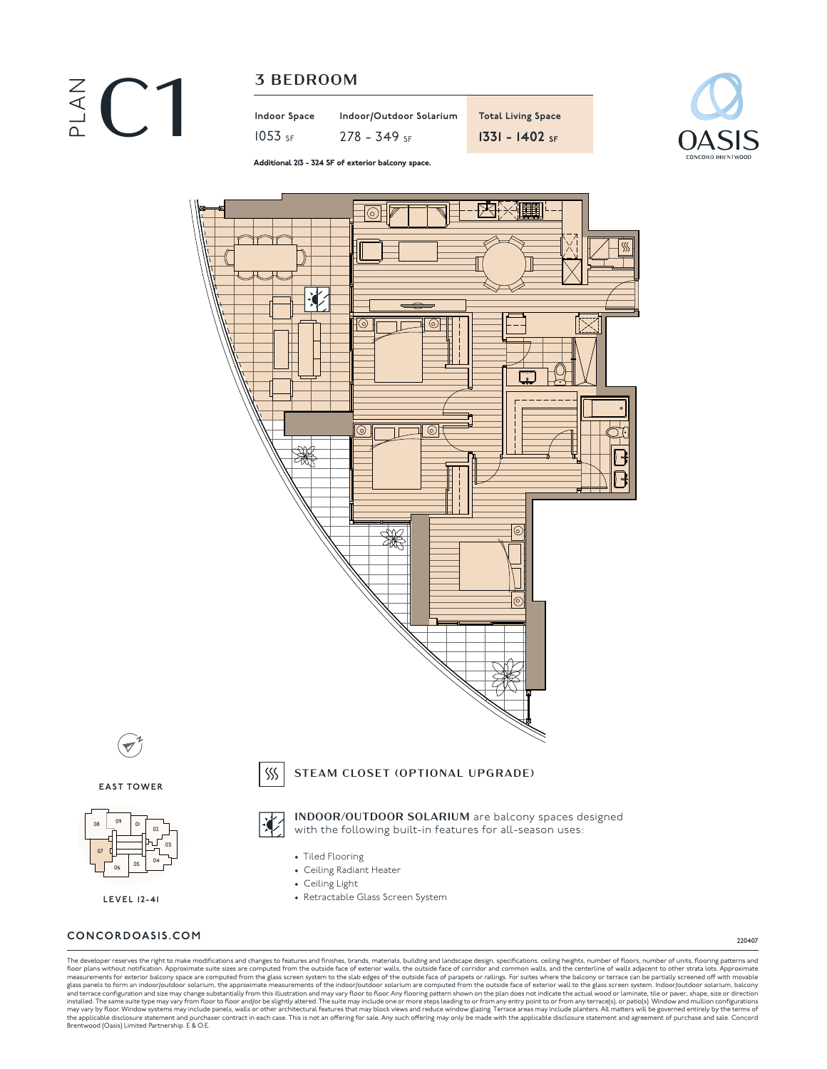# PLAN C1

## 3 BEDROOM

| Indoor Space | Indoor/Outdoor Solarium | Total Living Space |
|---|---|---|
| 1053 SF | 278 - 349 SF | **1331 - 1402 SF** |

**Additional 213 - 324 SF of exterior balcony space.**

OASIS
CONCORD BRENTWOOD

EAST TOWER

08 09 01 02 03 04 05 06 07

LEVEL 12-41

STEAM CLOSET (OPTIONAL UPGRADE)

**INDOOR/OUTDOOR SOLARIUM** are balcony spaces designed with the following built-in features for all-season uses:

- Tiled Flooring
- Ceiling Radiant Heater
- Ceiling Light
- Retractable Glass Screen System

**CONCORDOASIS.COM**

220407

The developer reserves the right to make modifications and changes to features and finishes, brands, materials, building and landscape design, specifications, ceiling heights, number of floors, number of units, flooring patterns and floor plans without notification. Approximate suite sizes are computed from the outside face of exterior walls, the outside face of corridor and common walls, and the centerline of walls adjacent to other strata lots. Approximate measurements for exterior balcony space are computed from the glass screen system to the slab edges of the outside face of parapets or railings. For suites where the balcony or terrace can be partially screened off with movable glass panels to form an indoor/outdoor solarium, the approximate measurements of the indoor/outdoor solarium are computed from the outside face of exterior wall to the glass screen system. Indoor/outdoor solarium, balcony and terrace configuration and size may change substantially from this illustration and may vary floor to floor. Any flooring pattern shown on the plan does not indicate the actual wood or laminate, tile or paver, shape, size or direction installed. The same suite type may vary from floor to floor and/or be slightly altered. The suite may include one or more steps leading to or from any entry point to or from any terrace(s), or patio(s). Window and mullion configurations may vary by floor. Window systems may include panels, walls or other architectural features that may block views and reduce window glazing. Terrace areas may include planters. All matters will be governed entirely by the terms of the applicable disclosure statement and purchaser contract in each case. This is not an offering for sale. Any such offering may only be made with the applicable disclosure statement and agreement of purchase and sale. Concord Brentwood (Oasis) Limited Partnership. E & O.E.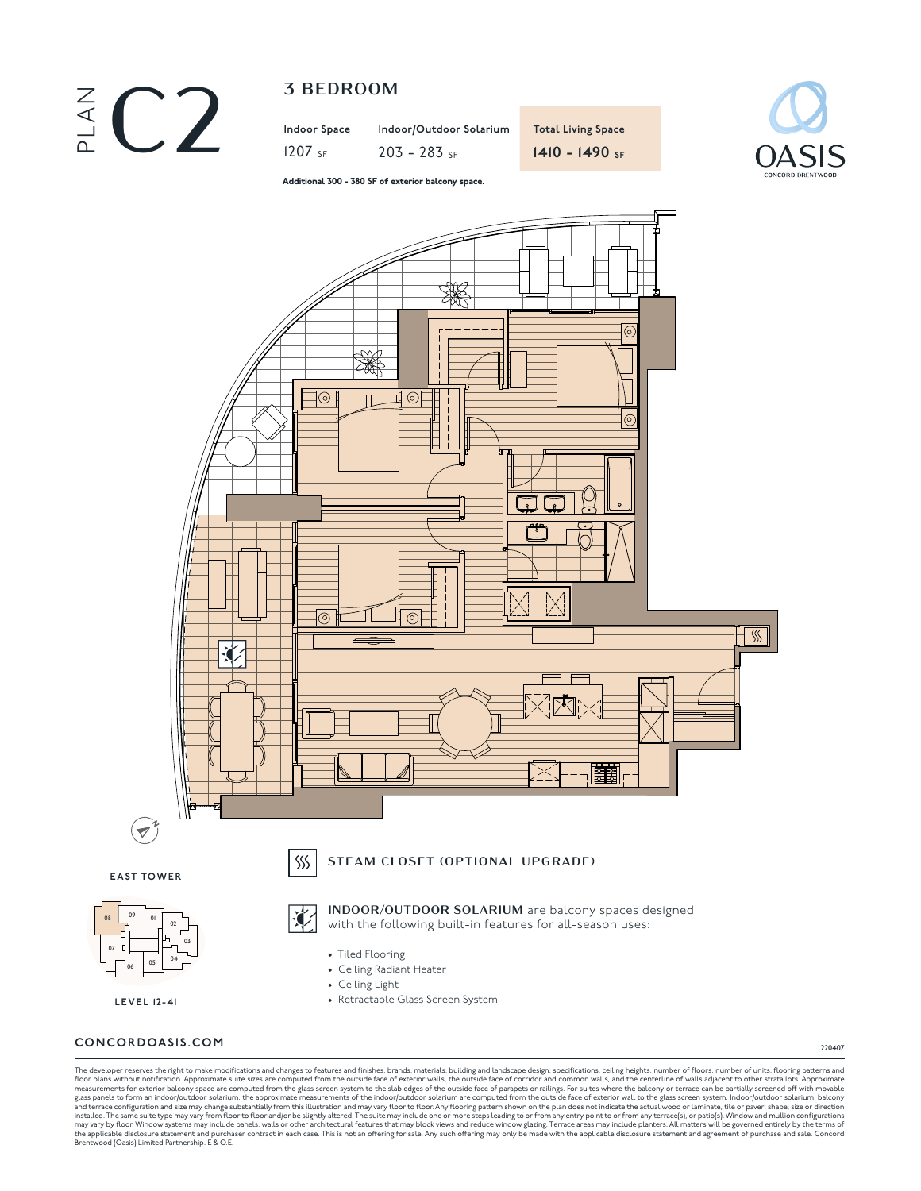# PLAN C2

## 3 BEDROOM

| Indoor Space | Indoor/Outdoor Solarium | Total Living Space |
|---|---|---|
| 1207 SF | 203 - 283 SF | **1410 - 1490 SF** |

**Additional 300 - 380 SF of exterior balcony space.**

OASIS
CONCORD BRENTWOOD

EAST TOWER

LEVEL 12-41

STEAM CLOSET (OPTIONAL UPGRADE)

**INDOOR/OUTDOOR SOLARIUM** are balcony spaces designed with the following built-in features for all-season uses:

- Tiled Flooring
- Ceiling Radiant Heater
- Ceiling Light
- Retractable Glass Screen System

**CONCORDOASIS.COM**

220407

The developer reserves the right to make modifications and changes to features and finishes, brands, materials, building and landscape design, specifications, ceiling heights, number of floors, number of units, flooring patterns and floor plans without notification. Approximate suite sizes are computed from the outside face of exterior walls, the outside face of corridor and common walls, and the centerline of walls adjacent to other strata lots. Approximate measurements for exterior balcony space are computed from the glass screen system to the slab edges of the outside face of parapets or railings. For suites where the balcony or terrace can be partially screened off with movable glass panels to form an indoor/outdoor solarium, the approximate measurements of the indoor/outdoor solarium are computed from the outside face of exterior wall to the glass screen system. Indoor/outdoor solarium, balcony and terrace configuration and size may change substantially from this illustration and may vary floor to floor. Any flooring pattern shown on the plan does not indicate the actual wood or laminate, tile or paver, shape, size or direction installed. The same suite type may vary from floor to floor and/or be slightly altered. The suite may include one or more steps leading to or from any entry point to or from any terrace(s), or patio(s). Window and mullion configurations may vary by floor. Window systems may include panels, walls or other architectural features that may block views and reduce window glazing. Terrace areas may include planters. All matters will be governed entirely by the terms of the applicable disclosure statement and purchaser contract in each case. This is not an offering for sale. Any such offering may only be made with the applicable disclosure statement and agreement of purchase and sale. Concord Brentwood (Oasis) Limited Partnership. E & O.E.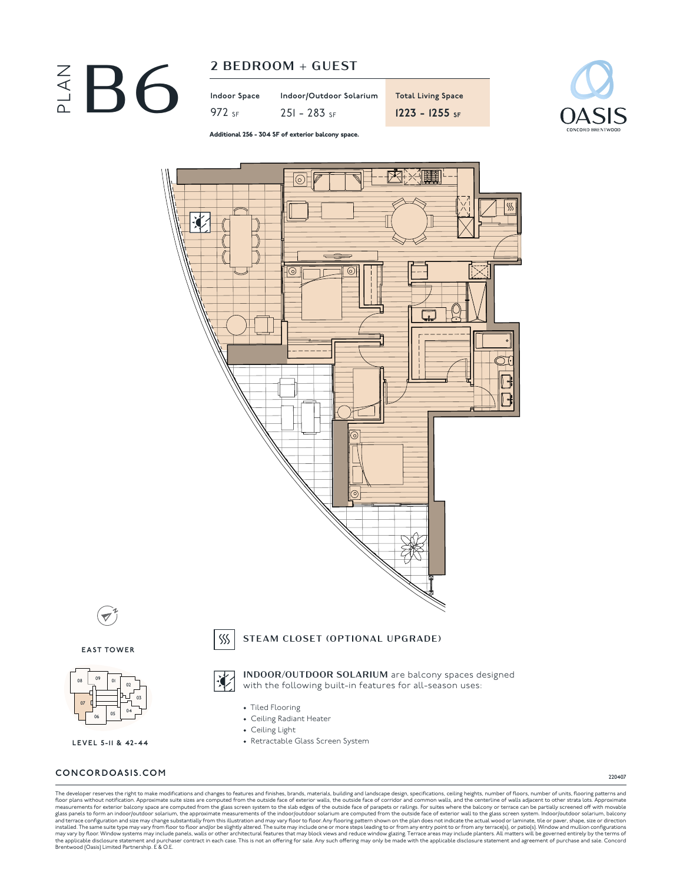# PLAN B6

## 2 BEDROOM + GUEST

| Indoor Space | Indoor/Outdoor Solarium | Total Living Space |
|---|---|---|
| 972 SF | 251 - 283 SF | 1223 - 1255 SF |

**Additional 256 - 304 SF of exterior balcony space.**

OASIS
CONCORD BRENTWOOD

EAST TOWER

08 09 01 02 03 04 05 06 07

LEVEL 5-11 & 42-44

### STEAM CLOSET (OPTIONAL UPGRADE)

**INDOOR/OUTDOOR SOLARIUM** are balcony spaces designed with the following built-in features for all-season uses:

- Tiled Flooring
- Ceiling Radiant Heater
- Ceiling Light
- Retractable Glass Screen System

**CONCORDOASIS.COM**

220407

The developer reserves the right to make modifications and changes to features and finishes, brands, materials, building and landscape design, specifications, ceiling heights, number of floors, number of units, flooring patterns and floor plans without notification. Approximate suite sizes are computed from the outside face of exterior walls, the outside face of corridor and common walls, and the centerline of walls adjacent to other strata lots. Approximate measurements for exterior balcony space are computed from the glass screen system to the slab edges of the outside face of parapets or railings. For suites where the balcony or terrace can be partially screened off with movable glass panels to form an indoor/outdoor solarium, the approximate measurements of the indoor/outdoor solarium are computed from the outside face of exterior wall to the glass screen system. Indoor/outdoor solarium, balcony and terrace configuration and size may change substantially from this illustration and may vary floor to floor. Any flooring pattern shown on the plan does not indicate the actual wood or laminate, tile or paver, shape, size or direction installed. The same suite type may vary from floor to floor and/or be slightly altered. The suite may include one or more steps leading to or from any entry point to or from any terrace(s), or patio(s). Window and mullion configurations may vary by floor. Window systems may include panels, walls or other architectural features that may block views and reduce window glazing. Terrace areas may include planters. All matters will be governed entirely by the terms of the applicable disclosure statement and purchaser contract in each case. This is not an offering for sale. Any such offering may only be made with the applicable disclosure statement and agreement of purchase and sale. Concord Brentwood (Oasis) Limited Partnership. E & O.E.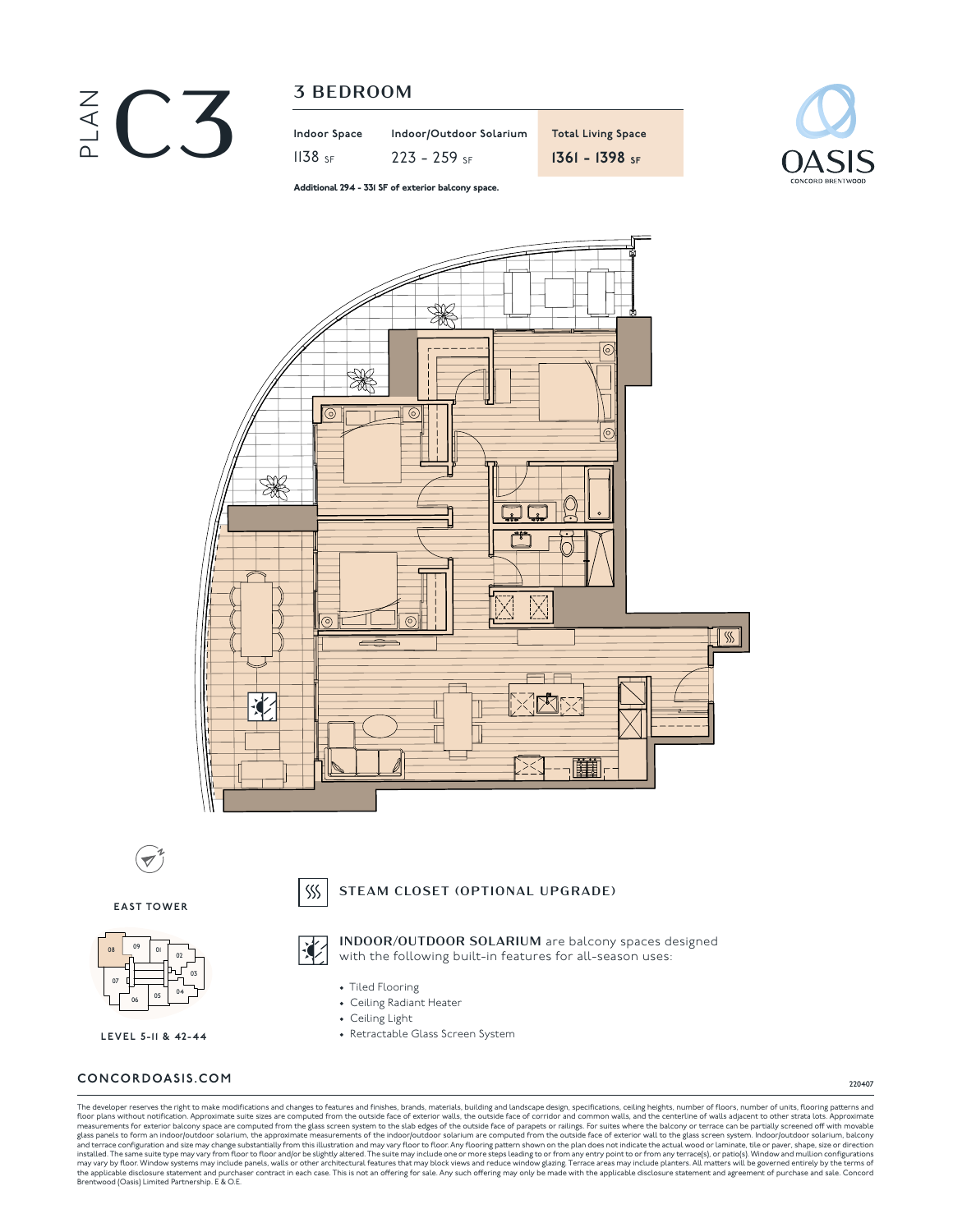# PLAN C3

## 3 BEDROOM

| Indoor Space | Indoor/Outdoor Solarium | Total Living Space |
|---|---|---|
| 1138 SF | 223 - 259 SF | **1361 - 1398 SF** |

**Additional 294 - 331 SF of exterior balcony space.**

OASIS
CONCORD BRENTWOOD

EAST TOWER

08 09 01 02 03 04 05 06 07

LEVEL 5-11 & 42-44

**STEAM CLOSET (OPTIONAL UPGRADE)**

**INDOOR/OUTDOOR SOLARIUM** are balcony spaces designed with the following built-in features for all-season uses:

- Tiled Flooring
- Ceiling Radiant Heater
- Ceiling Light
- Retractable Glass Screen System

**CONCORDOASIS.COM**

220407

The developer reserves the right to make modifications and changes to features and finishes, brands, materials, building and landscape design, specifications, ceiling heights, number of floors, number of units, flooring patterns and floor plans without notification. Approximate suite sizes are computed from the outside face of exterior walls, the outside face of corridor and common walls, and the centerline of walls adjacent to other strata lots. Approximate measurements for exterior balcony space are computed from the glass screen system to the slab edges of the outside face of parapets or railings. For suites where the balcony or terrace can be partially screened off with movable glass panels to form an indoor/outdoor solarium, the approximate measurements of the indoor/outdoor solarium are computed from the outside face of exterior wall to the glass screen system. Indoor/outdoor solarium, balcony and terrace configuration and size may change substantially from this illustration and may vary floor to floor. Any flooring pattern shown on the plan does not indicate the actual wood or laminate, tile or paver, shape, size or direction installed. The same suite type may vary from floor to floor and/or be slightly altered. The suite may include one or more steps leading to or from any entry point to or from any terrace(s), or patio(s). Window and mullion configurations may vary by floor. Window systems may include panels, walls or other architectural features that may block views and reduce window glazing. Terrace areas may include planters. All matters will be governed entirely by the terms of the applicable disclosure statement and purchaser contract in each case. This is not an offering for sale. Any such offering may only be made with the applicable disclosure statement and agreement of purchase and sale. Concord Brentwood (Oasis) Limited Partnership. E & O.E.